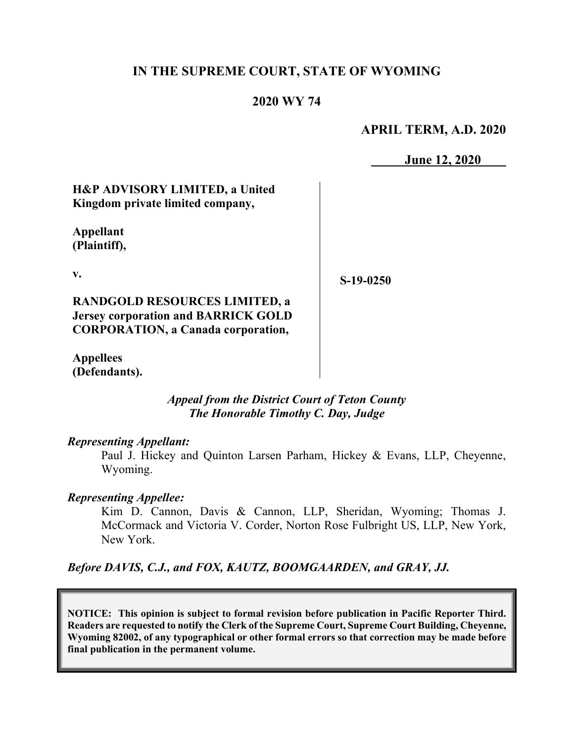# IN THE SUPREME COURT, STATE OF WYOMING

## 2020 WY 74

**APRIL TERM, A.D. 2020**

**June 12, 2020**

**H&P ADVISORY LIMITED, a United Kingdom private limited company,**

**Appellant (Plaintiff),**

**v.**

**RANDGOLD RESOURCES LIMITED, a Jersey corporation and BARRICK GOLD CORPORATION, a Canada corporation,**

**Appellees (Defendants).**

**S-19-0250**

***Appeal from the District Court of Teton County***
***The Honorable Timothy C. Day, Judge***

***Representing Appellant:***

Paul J. Hickey and Quinton Larsen Parham, Hickey & Evans, LLP, Cheyenne, Wyoming.

***Representing Appellee:***

Kim D. Cannon, Davis & Cannon, LLP, Sheridan, Wyoming; Thomas J. McCormack and Victoria V. Corder, Norton Rose Fulbright US, LLP, New York, New York.

***Before DAVIS, C.J., and FOX, KAUTZ, BOOMGAARDEN, and GRAY, JJ.***

**NOTICE: This opinion is subject to formal revision before publication in Pacific Reporter Third. Readers are requested to notify the Clerk of the Supreme Court, Supreme Court Building, Cheyenne, Wyoming 82002, of any typographical or other formal errors so that correction may be made before final publication in the permanent volume.**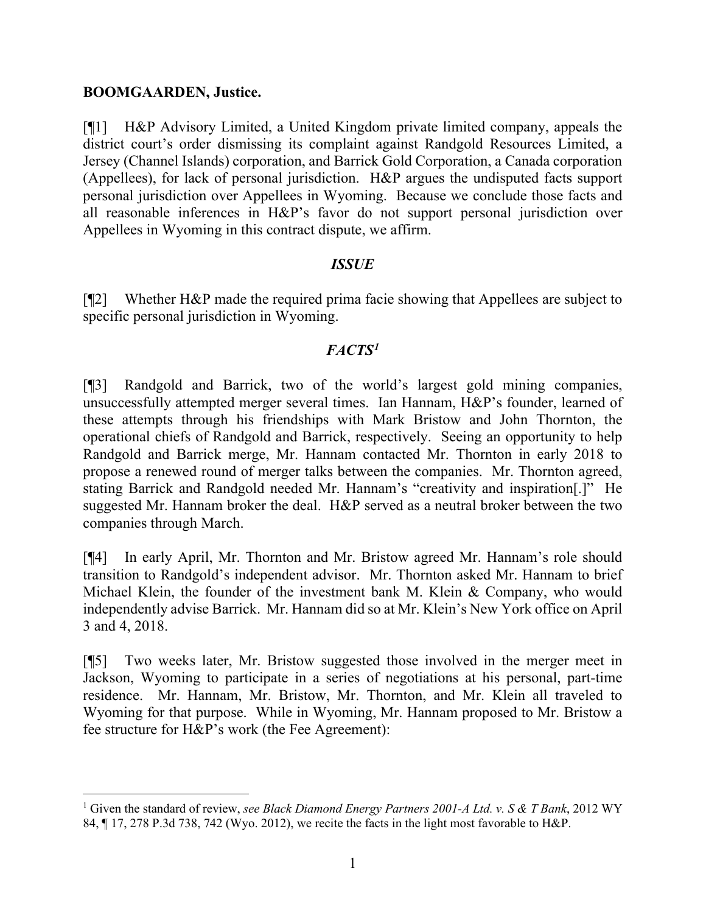**BOOMGAARDEN, Justice.**

[¶1] H&P Advisory Limited, a United Kingdom private limited company, appeals the district court's order dismissing its complaint against Randgold Resources Limited, a Jersey (Channel Islands) corporation, and Barrick Gold Corporation, a Canada corporation (Appellees), for lack of personal jurisdiction. H&P argues the undisputed facts support personal jurisdiction over Appellees in Wyoming. Because we conclude those facts and all reasonable inferences in H&P's favor do not support personal jurisdiction over Appellees in Wyoming in this contract dispute, we affirm.

### *ISSUE*

[¶2] Whether H&P made the required prima facie showing that Appellees are subject to specific personal jurisdiction in Wyoming.

### *FACTS*[1]

[¶3] Randgold and Barrick, two of the world's largest gold mining companies, unsuccessfully attempted merger several times. Ian Hannam, H&P's founder, learned of these attempts through his friendships with Mark Bristow and John Thornton, the operational chiefs of Randgold and Barrick, respectively. Seeing an opportunity to help Randgold and Barrick merge, Mr. Hannam contacted Mr. Thornton in early 2018 to propose a renewed round of merger talks between the companies. Mr. Thornton agreed, stating Barrick and Randgold needed Mr. Hannam's "creativity and inspiration[.]" He suggested Mr. Hannam broker the deal. H&P served as a neutral broker between the two companies through March.

[¶4] In early April, Mr. Thornton and Mr. Bristow agreed Mr. Hannam's role should transition to Randgold's independent advisor. Mr. Thornton asked Mr. Hannam to brief Michael Klein, the founder of the investment bank M. Klein & Company, who would independently advise Barrick. Mr. Hannam did so at Mr. Klein's New York office on April 3 and 4, 2018.

[¶5] Two weeks later, Mr. Bristow suggested those involved in the merger meet in Jackson, Wyoming to participate in a series of negotiations at his personal, part-time residence. Mr. Hannam, Mr. Bristow, Mr. Thornton, and Mr. Klein all traveled to Wyoming for that purpose. While in Wyoming, Mr. Hannam proposed to Mr. Bristow a fee structure for H&P's work (the Fee Agreement):

---

[1] Given the standard of review, *see Black Diamond Energy Partners 2001-A Ltd. v. S & T Bank*, 2012 WY 84, ¶ 17, 278 P.3d 738, 742 (Wyo. 2012), we recite the facts in the light most favorable to H&P.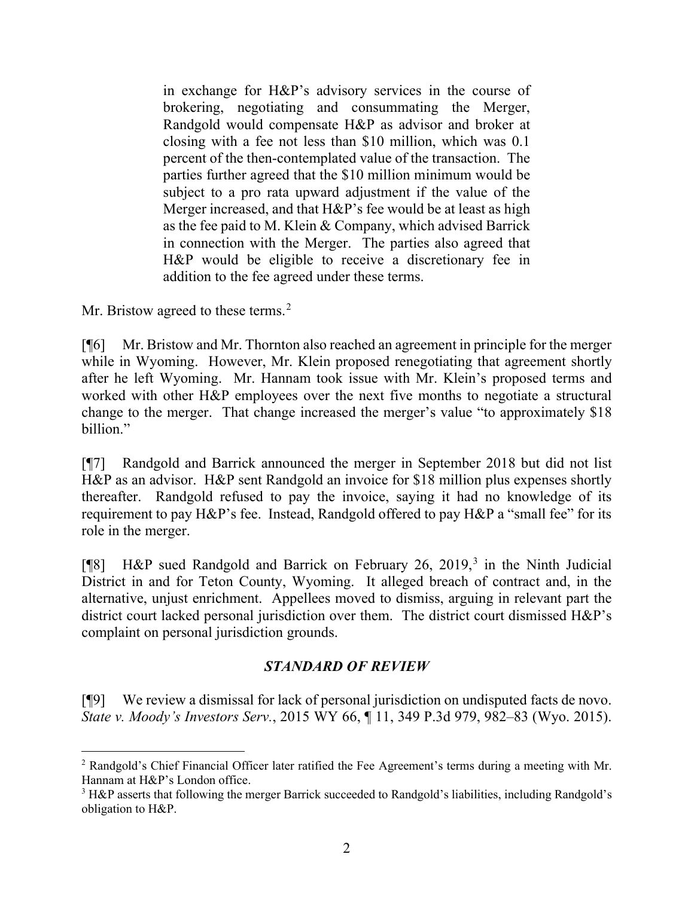> in exchange for H&P's advisory services in the course of brokering, negotiating and consummating the Merger, Randgold would compensate H&P as advisor and broker at closing with a fee not less than $10 million, which was 0.1 percent of the then-contemplated value of the transaction. The parties further agreed that the $10 million minimum would be subject to a pro rata upward adjustment if the value of the Merger increased, and that H&P's fee would be at least as high as the fee paid to M. Klein & Company, which advised Barrick in connection with the Merger. The parties also agreed that H&P would be eligible to receive a discretionary fee in addition to the fee agreed under these terms.

Mr. Bristow agreed to these terms.[2]

[¶6] Mr. Bristow and Mr. Thornton also reached an agreement in principle for the merger while in Wyoming. However, Mr. Klein proposed renegotiating that agreement shortly after he left Wyoming. Mr. Hannam took issue with Mr. Klein's proposed terms and worked with other H&P employees over the next five months to negotiate a structural change to the merger. That change increased the merger's value "to approximately $18 billion."

[¶7] Randgold and Barrick announced the merger in September 2018 but did not list H&P as an advisor. H&P sent Randgold an invoice for $18 million plus expenses shortly thereafter. Randgold refused to pay the invoice, saying it had no knowledge of its requirement to pay H&P's fee. Instead, Randgold offered to pay H&P a "small fee" for its role in the merger.

[¶8] H&P sued Randgold and Barrick on February 26, 2019,[3] in the Ninth Judicial District in and for Teton County, Wyoming. It alleged breach of contract and, in the alternative, unjust enrichment. Appellees moved to dismiss, arguing in relevant part the district court lacked personal jurisdiction over them. The district court dismissed H&P's complaint on personal jurisdiction grounds.

### *STANDARD OF REVIEW*

[¶9] We review a dismissal for lack of personal jurisdiction on undisputed facts de novo. *State v. Moody's Investors Serv.*, 2015 WY 66, ¶ 11, 349 P.3d 979, 982–83 (Wyo. 2015).

---

[2] Randgold's Chief Financial Officer later ratified the Fee Agreement's terms during a meeting with Mr. Hannam at H&P's London office.

[3] H&P asserts that following the merger Barrick succeeded to Randgold's liabilities, including Randgold's obligation to H&P.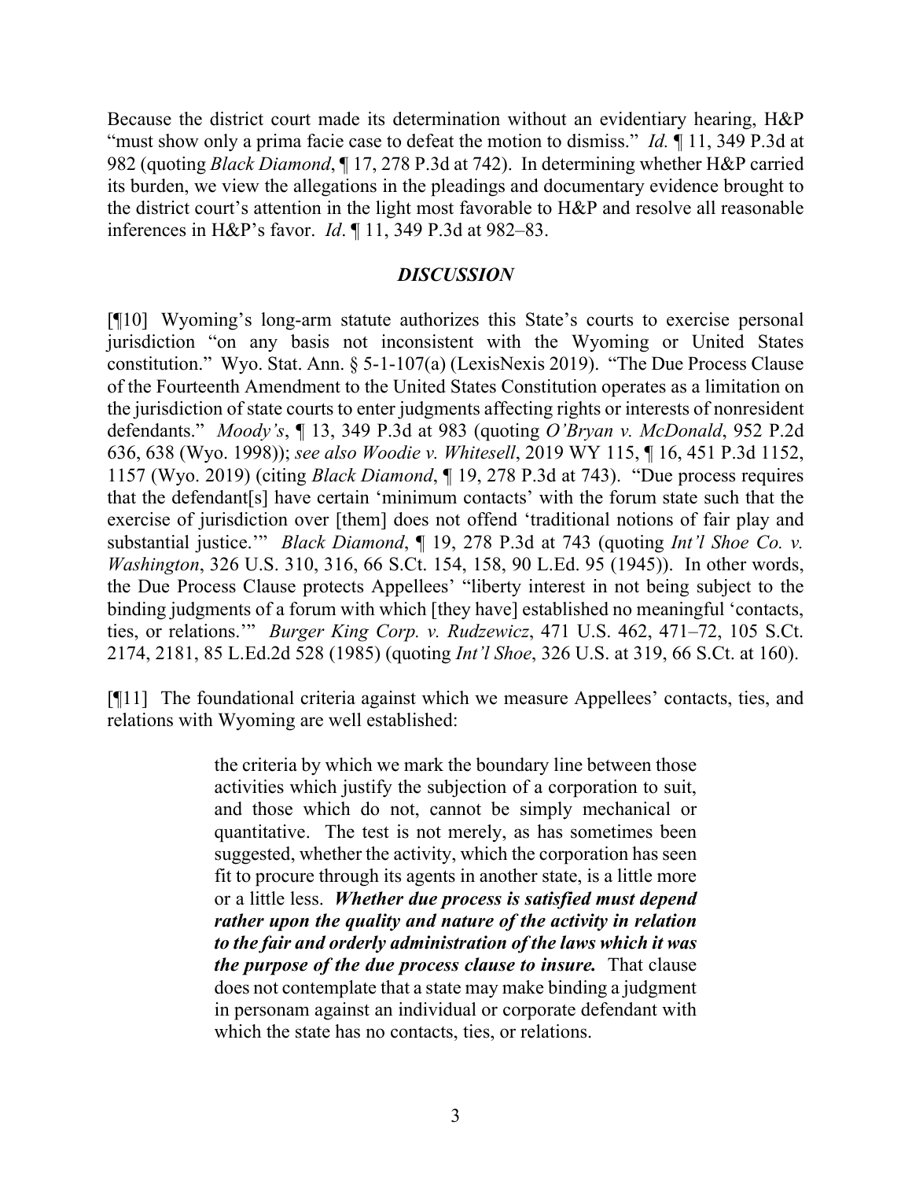Because the district court made its determination without an evidentiary hearing, H&P "must show only a prima facie case to defeat the motion to dismiss." *Id.* ¶ 11, 349 P.3d at 982 (quoting *Black Diamond*, ¶ 17, 278 P.3d at 742). In determining whether H&P carried its burden, we view the allegations in the pleadings and documentary evidence brought to the district court's attention in the light most favorable to H&P and resolve all reasonable inferences in H&P's favor. *Id*. ¶ 11, 349 P.3d at 982–83.

## *DISCUSSION*

[¶10] Wyoming's long-arm statute authorizes this State's courts to exercise personal jurisdiction "on any basis not inconsistent with the Wyoming or United States constitution." Wyo. Stat. Ann. § 5-1-107(a) (LexisNexis 2019). "The Due Process Clause of the Fourteenth Amendment to the United States Constitution operates as a limitation on the jurisdiction of state courts to enter judgments affecting rights or interests of nonresident defendants." *Moody's*, ¶ 13, 349 P.3d at 983 (quoting *O'Bryan v. McDonald*, 952 P.2d 636, 638 (Wyo. 1998)); *see also Woodie v. Whitesell*, 2019 WY 115, ¶ 16, 451 P.3d 1152, 1157 (Wyo. 2019) (citing *Black Diamond*, ¶ 19, 278 P.3d at 743). "Due process requires that the defendant[s] have certain 'minimum contacts' with the forum state such that the exercise of jurisdiction over [them] does not offend 'traditional notions of fair play and substantial justice.'" *Black Diamond*, ¶ 19, 278 P.3d at 743 (quoting *Int'l Shoe Co. v. Washington*, 326 U.S. 310, 316, 66 S.Ct. 154, 158, 90 L.Ed. 95 (1945)). In other words, the Due Process Clause protects Appellees' "liberty interest in not being subject to the binding judgments of a forum with which [they have] established no meaningful 'contacts, ties, or relations.'" *Burger King Corp. v. Rudzewicz*, 471 U.S. 462, 471–72, 105 S.Ct. 2174, 2181, 85 L.Ed.2d 528 (1985) (quoting *Int'l Shoe*, 326 U.S. at 319, 66 S.Ct. at 160).

[¶11] The foundational criteria against which we measure Appellees' contacts, ties, and relations with Wyoming are well established:

> the criteria by which we mark the boundary line between those activities which justify the subjection of a corporation to suit, and those which do not, cannot be simply mechanical or quantitative. The test is not merely, as has sometimes been suggested, whether the activity, which the corporation has seen fit to procure through its agents in another state, is a little more or a little less. ***Whether due process is satisfied must depend rather upon the quality and nature of the activity in relation to the fair and orderly administration of the laws which it was the purpose of the due process clause to insure.*** That clause does not contemplate that a state may make binding a judgment in personam against an individual or corporate defendant with which the state has no contacts, ties, or relations.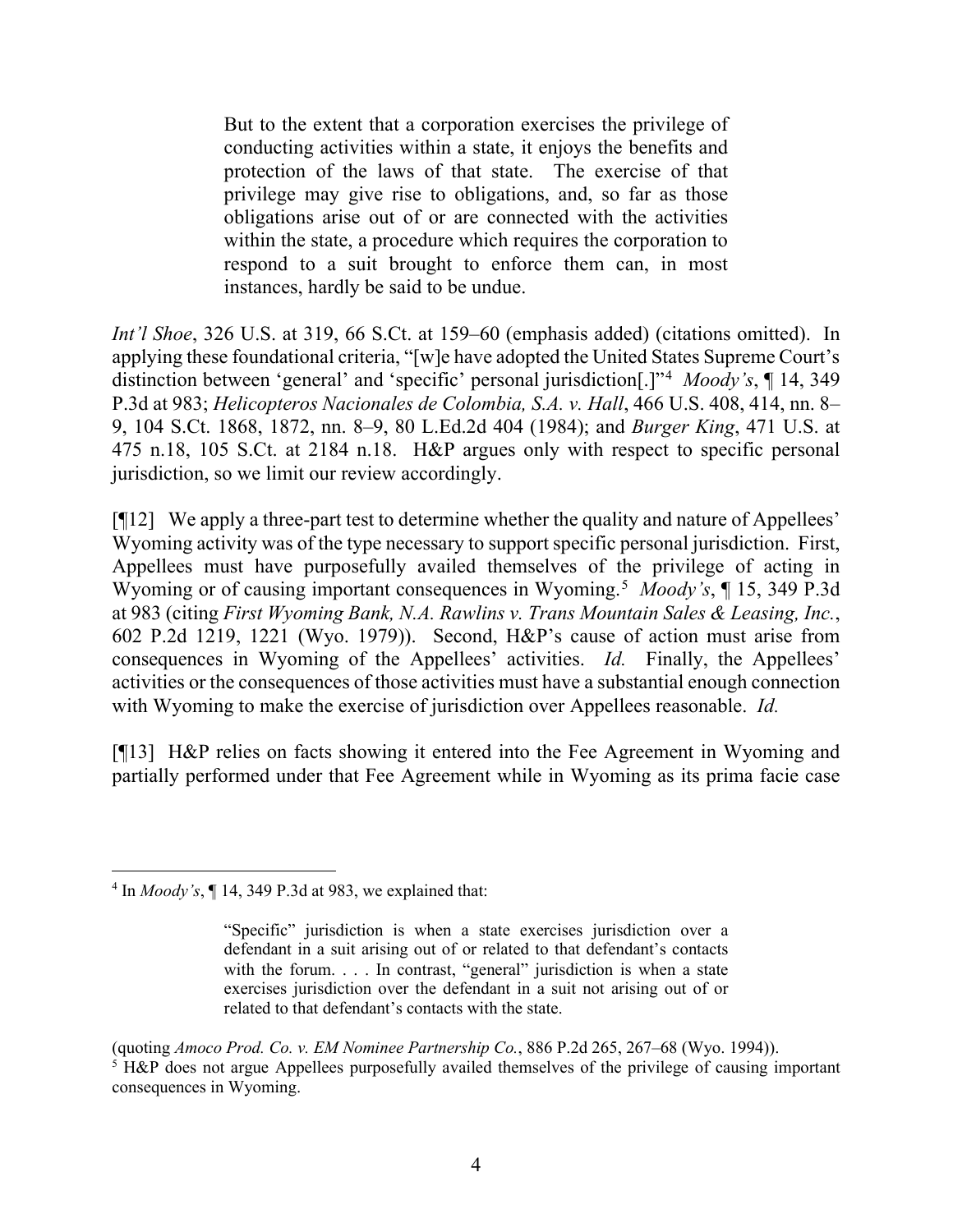> But to the extent that a corporation exercises the privilege of conducting activities within a state, it enjoys the benefits and protection of the laws of that state. The exercise of that privilege may give rise to obligations, and, so far as those obligations arise out of or are connected with the activities within the state, a procedure which requires the corporation to respond to a suit brought to enforce them can, in most instances, hardly be said to be undue.

*Int'l Shoe*, 326 U.S. at 319, 66 S.Ct. at 159–60 (emphasis added) (citations omitted). In applying these foundational criteria, "[w]e have adopted the United States Supreme Court's distinction between 'general' and 'specific' personal jurisdiction[.]"[4] *Moody's*, ¶ 14, 349 P.3d at 983; *Helicopteros Nacionales de Colombia, S.A. v. Hall*, 466 U.S. 408, 414, nn. 8–9, 104 S.Ct. 1868, 1872, nn. 8–9, 80 L.Ed.2d 404 (1984); and *Burger King*, 471 U.S. at 475 n.18, 105 S.Ct. at 2184 n.18. H&P argues only with respect to specific personal jurisdiction, so we limit our review accordingly.

[¶12] We apply a three-part test to determine whether the quality and nature of Appellees' Wyoming activity was of the type necessary to support specific personal jurisdiction. First, Appellees must have purposefully availed themselves of the privilege of acting in Wyoming or of causing important consequences in Wyoming.[5] *Moody's*, ¶ 15, 349 P.3d at 983 (citing *First Wyoming Bank, N.A. Rawlins v. Trans Mountain Sales & Leasing, Inc.*, 602 P.2d 1219, 1221 (Wyo. 1979)). Second, H&P's cause of action must arise from consequences in Wyoming of the Appellees' activities. *Id.* Finally, the Appellees' activities or the consequences of those activities must have a substantial enough connection with Wyoming to make the exercise of jurisdiction over Appellees reasonable. *Id.*

[¶13] H&P relies on facts showing it entered into the Fee Agreement in Wyoming and partially performed under that Fee Agreement while in Wyoming as its prima facie case

---

[4] In *Moody's*, ¶ 14, 349 P.3d at 983, we explained that:

> "Specific" jurisdiction is when a state exercises jurisdiction over a defendant in a suit arising out of or related to that defendant's contacts with the forum. . . . In contrast, "general" jurisdiction is when a state exercises jurisdiction over the defendant in a suit not arising out of or related to that defendant's contacts with the state.

(quoting *Amoco Prod. Co. v. EM Nominee Partnership Co.*, 886 P.2d 265, 267–68 (Wyo. 1994)).

[5] H&P does not argue Appellees purposefully availed themselves of the privilege of causing important consequences in Wyoming.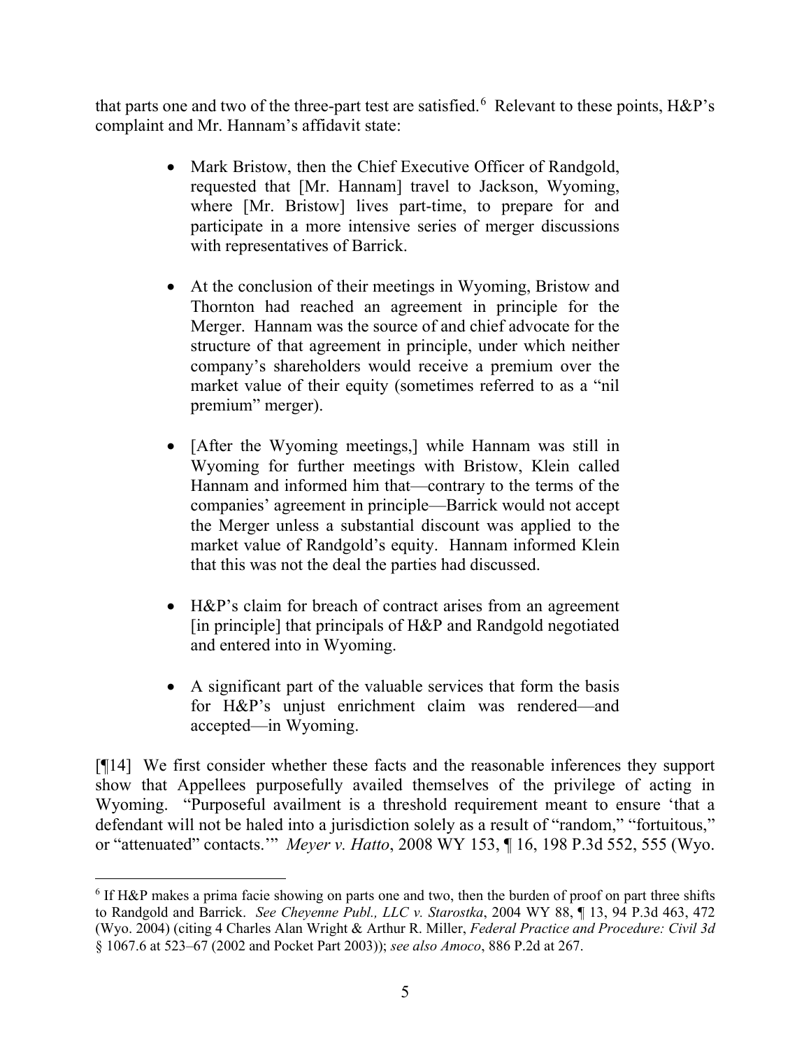that parts one and two of the three-part test are satisfied.[6] Relevant to these points, H&P's complaint and Mr. Hannam's affidavit state:

> - Mark Bristow, then the Chief Executive Officer of Randgold, requested that [Mr. Hannam] travel to Jackson, Wyoming, where [Mr. Bristow] lives part-time, to prepare for and participate in a more intensive series of merger discussions with representatives of Barrick.
>
> - At the conclusion of their meetings in Wyoming, Bristow and Thornton had reached an agreement in principle for the Merger. Hannam was the source of and chief advocate for the structure of that agreement in principle, under which neither company's shareholders would receive a premium over the market value of their equity (sometimes referred to as a "nil premium" merger).
>
> - [After the Wyoming meetings,] while Hannam was still in Wyoming for further meetings with Bristow, Klein called Hannam and informed him that—contrary to the terms of the companies' agreement in principle—Barrick would not accept the Merger unless a substantial discount was applied to the market value of Randgold's equity. Hannam informed Klein that this was not the deal the parties had discussed.
>
> - H&P's claim for breach of contract arises from an agreement [in principle] that principals of H&P and Randgold negotiated and entered into in Wyoming.
>
> - A significant part of the valuable services that form the basis for H&P's unjust enrichment claim was rendered—and accepted—in Wyoming.

[¶14] We first consider whether these facts and the reasonable inferences they support show that Appellees purposefully availed themselves of the privilege of acting in Wyoming. "Purposeful availment is a threshold requirement meant to ensure 'that a defendant will not be haled into a jurisdiction solely as a result of "random," "fortuitous," or "attenuated" contacts.'" *Meyer v. Hatto*, 2008 WY 153, ¶ 16, 198 P.3d 552, 555 (Wyo.

---

[6] If H&P makes a prima facie showing on parts one and two, then the burden of proof on part three shifts to Randgold and Barrick. *See Cheyenne Publ., LLC v. Starostka*, 2004 WY 88, ¶ 13, 94 P.3d 463, 472 (Wyo. 2004) (citing 4 Charles Alan Wright & Arthur R. Miller, *Federal Practice and Procedure: Civil 3d* § 1067.6 at 523–67 (2002 and Pocket Part 2003)); *see also Amoco*, 886 P.2d at 267.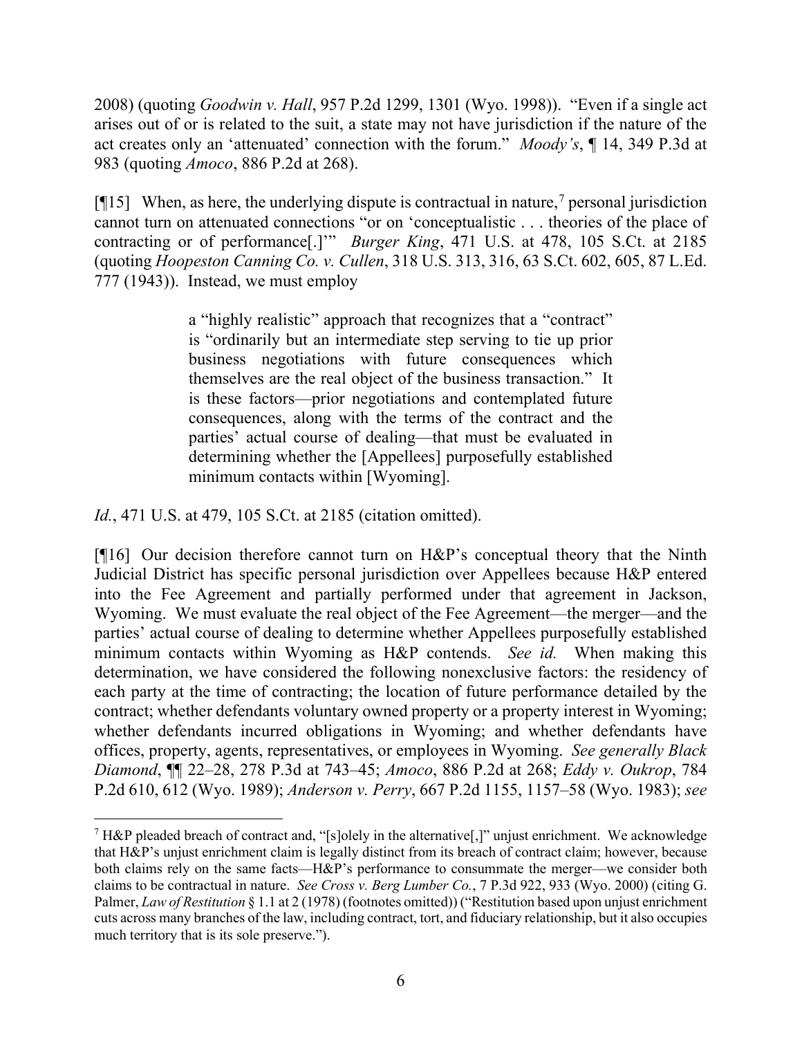2008) (quoting *Goodwin v. Hall*, 957 P.2d 1299, 1301 (Wyo. 1998)). "Even if a single act arises out of or is related to the suit, a state may not have jurisdiction if the nature of the act creates only an 'attenuated' connection with the forum." *Moody's*, ¶ 14, 349 P.3d at 983 (quoting *Amoco*, 886 P.2d at 268).

[¶15] When, as here, the underlying dispute is contractual in nature,[7] personal jurisdiction cannot turn on attenuated connections "or on 'conceptualistic . . . theories of the place of contracting or of performance[.]'" *Burger King*, 471 U.S. at 478, 105 S.Ct. at 2185 (quoting *Hoopeston Canning Co. v. Cullen*, 318 U.S. 313, 316, 63 S.Ct. 602, 605, 87 L.Ed. 777 (1943)). Instead, we must employ

> a "highly realistic" approach that recognizes that a "contract" is "ordinarily but an intermediate step serving to tie up prior business negotiations with future consequences which themselves are the real object of the business transaction." It is these factors—prior negotiations and contemplated future consequences, along with the terms of the contract and the parties' actual course of dealing—that must be evaluated in determining whether the [Appellees] purposefully established minimum contacts within [Wyoming].

*Id.*, 471 U.S. at 479, 105 S.Ct. at 2185 (citation omitted).

[¶16] Our decision therefore cannot turn on H&P's conceptual theory that the Ninth Judicial District has specific personal jurisdiction over Appellees because H&P entered into the Fee Agreement and partially performed under that agreement in Jackson, Wyoming. We must evaluate the real object of the Fee Agreement—the merger—and the parties' actual course of dealing to determine whether Appellees purposefully established minimum contacts within Wyoming as H&P contends. *See id.* When making this determination, we have considered the following nonexclusive factors: the residency of each party at the time of contracting; the location of future performance detailed by the contract; whether defendants voluntary owned property or a property interest in Wyoming; whether defendants incurred obligations in Wyoming; and whether defendants have offices, property, agents, representatives, or employees in Wyoming. *See generally Black Diamond*, ¶¶ 22–28, 278 P.3d at 743–45; *Amoco*, 886 P.2d at 268; *Eddy v. Oukrop*, 784 P.2d 610, 612 (Wyo. 1989); *Anderson v. Perry*, 667 P.2d 1155, 1157–58 (Wyo. 1983); *see*

---

[7] H&P pleaded breach of contract and, "[s]olely in the alternative[,]" unjust enrichment. We acknowledge that H&P's unjust enrichment claim is legally distinct from its breach of contract claim; however, because both claims rely on the same facts—H&P's performance to consummate the merger—we consider both claims to be contractual in nature. *See Cross v. Berg Lumber Co.*, 7 P.3d 922, 933 (Wyo. 2000) (citing G. Palmer, *Law of Restitution* § 1.1 at 2 (1978) (footnotes omitted)) ("Restitution based upon unjust enrichment cuts across many branches of the law, including contract, tort, and fiduciary relationship, but it also occupies much territory that is its sole preserve.").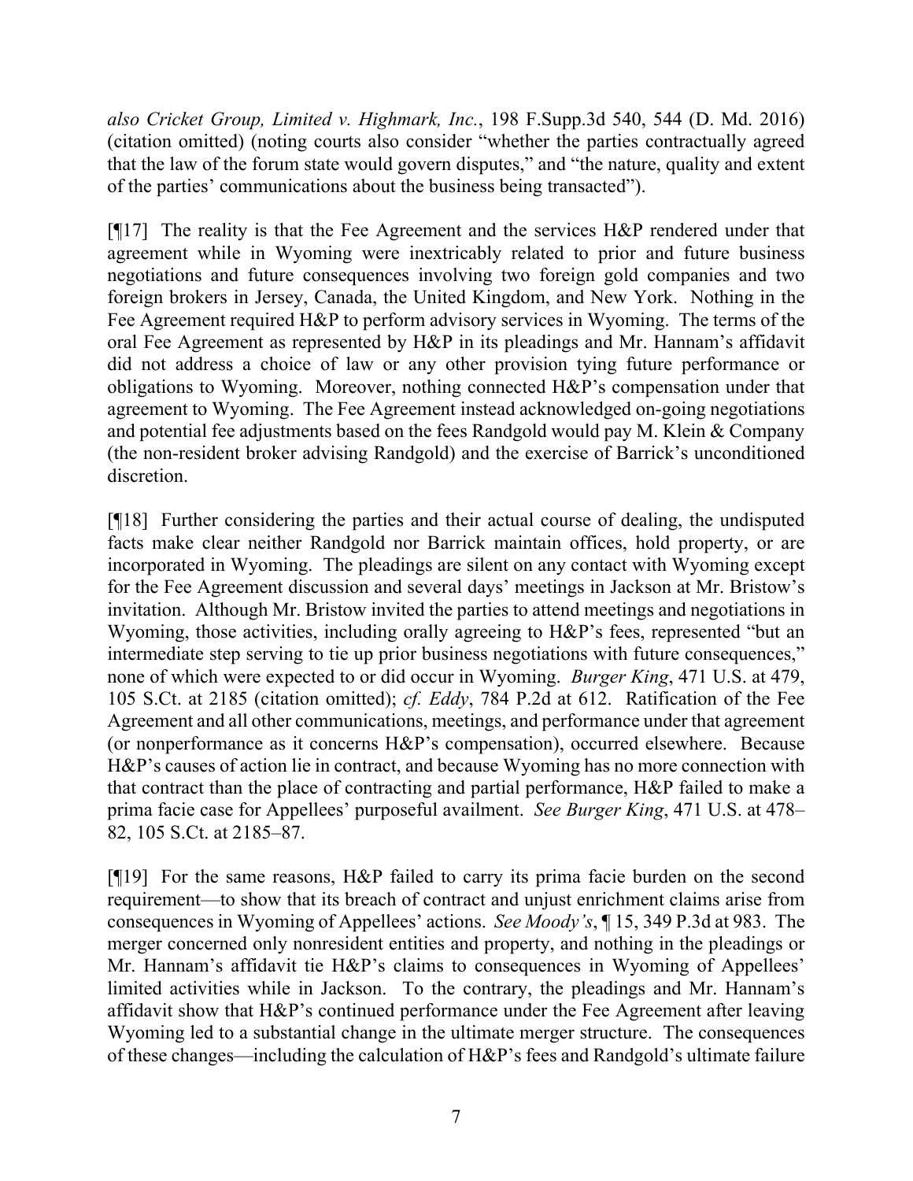*also Cricket Group, Limited v. Highmark, Inc.*, 198 F.Supp.3d 540, 544 (D. Md. 2016) (citation omitted) (noting courts also consider "whether the parties contractually agreed that the law of the forum state would govern disputes," and "the nature, quality and extent of the parties' communications about the business being transacted").

[¶17] The reality is that the Fee Agreement and the services H&P rendered under that agreement while in Wyoming were inextricably related to prior and future business negotiations and future consequences involving two foreign gold companies and two foreign brokers in Jersey, Canada, the United Kingdom, and New York. Nothing in the Fee Agreement required H&P to perform advisory services in Wyoming. The terms of the oral Fee Agreement as represented by H&P in its pleadings and Mr. Hannam's affidavit did not address a choice of law or any other provision tying future performance or obligations to Wyoming. Moreover, nothing connected H&P's compensation under that agreement to Wyoming. The Fee Agreement instead acknowledged on-going negotiations and potential fee adjustments based on the fees Randgold would pay M. Klein & Company (the non-resident broker advising Randgold) and the exercise of Barrick's unconditioned discretion.

[¶18] Further considering the parties and their actual course of dealing, the undisputed facts make clear neither Randgold nor Barrick maintain offices, hold property, or are incorporated in Wyoming. The pleadings are silent on any contact with Wyoming except for the Fee Agreement discussion and several days' meetings in Jackson at Mr. Bristow's invitation. Although Mr. Bristow invited the parties to attend meetings and negotiations in Wyoming, those activities, including orally agreeing to H&P's fees, represented "but an intermediate step serving to tie up prior business negotiations with future consequences," none of which were expected to or did occur in Wyoming. *Burger King*, 471 U.S. at 479, 105 S.Ct. at 2185 (citation omitted); *cf. Eddy*, 784 P.2d at 612. Ratification of the Fee Agreement and all other communications, meetings, and performance under that agreement (or nonperformance as it concerns H&P's compensation), occurred elsewhere. Because H&P's causes of action lie in contract, and because Wyoming has no more connection with that contract than the place of contracting and partial performance, H&P failed to make a prima facie case for Appellees' purposeful availment. *See Burger King*, 471 U.S. at 478–82, 105 S.Ct. at 2185–87.

[¶19] For the same reasons, H&P failed to carry its prima facie burden on the second requirement—to show that its breach of contract and unjust enrichment claims arise from consequences in Wyoming of Appellees' actions. *See Moody's*, ¶ 15, 349 P.3d at 983. The merger concerned only nonresident entities and property, and nothing in the pleadings or Mr. Hannam's affidavit tie H&P's claims to consequences in Wyoming of Appellees' limited activities while in Jackson. To the contrary, the pleadings and Mr. Hannam's affidavit show that H&P's continued performance under the Fee Agreement after leaving Wyoming led to a substantial change in the ultimate merger structure. The consequences of these changes—including the calculation of H&P's fees and Randgold's ultimate failure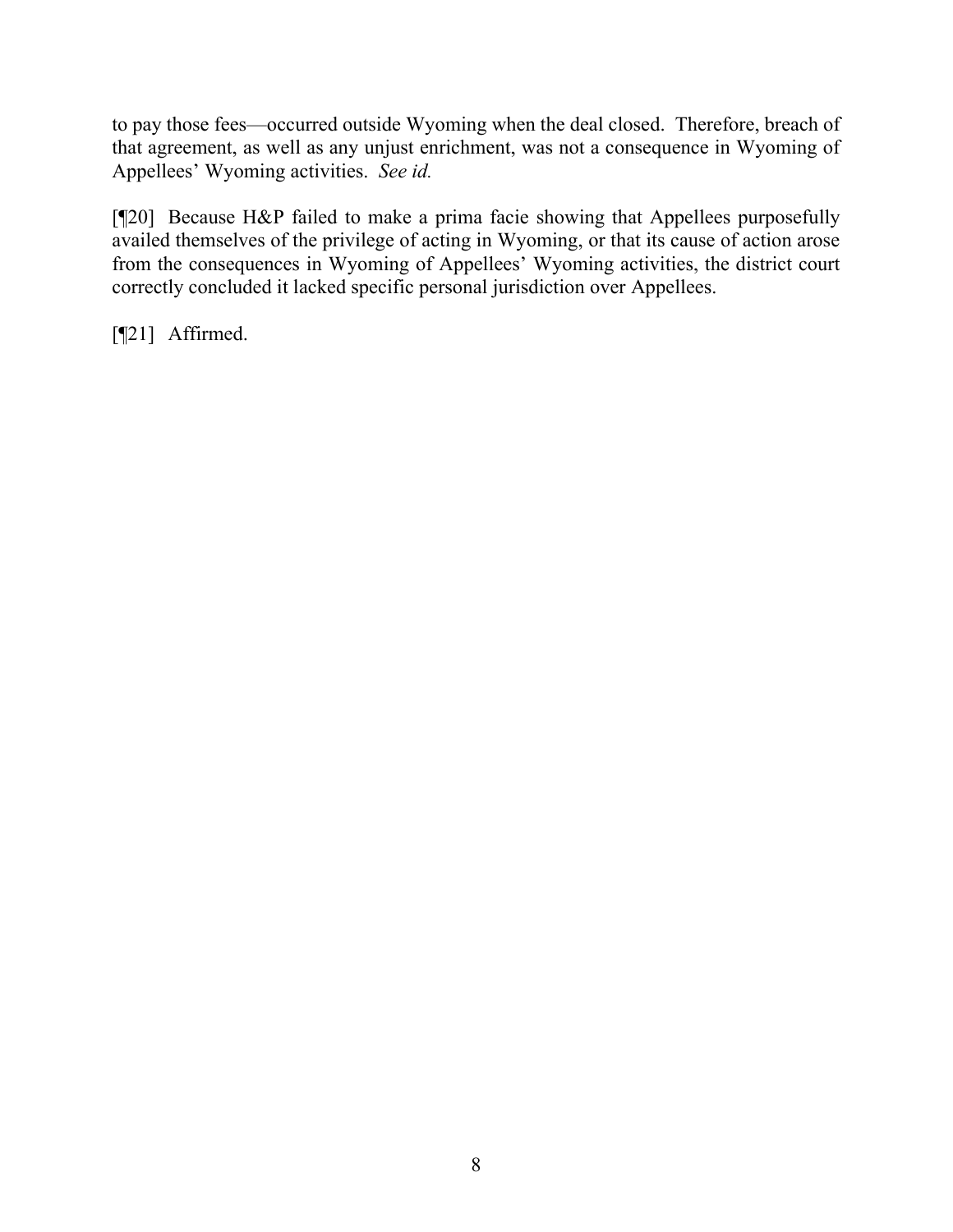to pay those fees—occurred outside Wyoming when the deal closed. Therefore, breach of that agreement, as well as any unjust enrichment, was not a consequence in Wyoming of Appellees' Wyoming activities. *See id.*

[¶20] Because H&P failed to make a prima facie showing that Appellees purposefully availed themselves of the privilege of acting in Wyoming, or that its cause of action arose from the consequences in Wyoming of Appellees' Wyoming activities, the district court correctly concluded it lacked specific personal jurisdiction over Appellees.

[¶21] Affirmed.